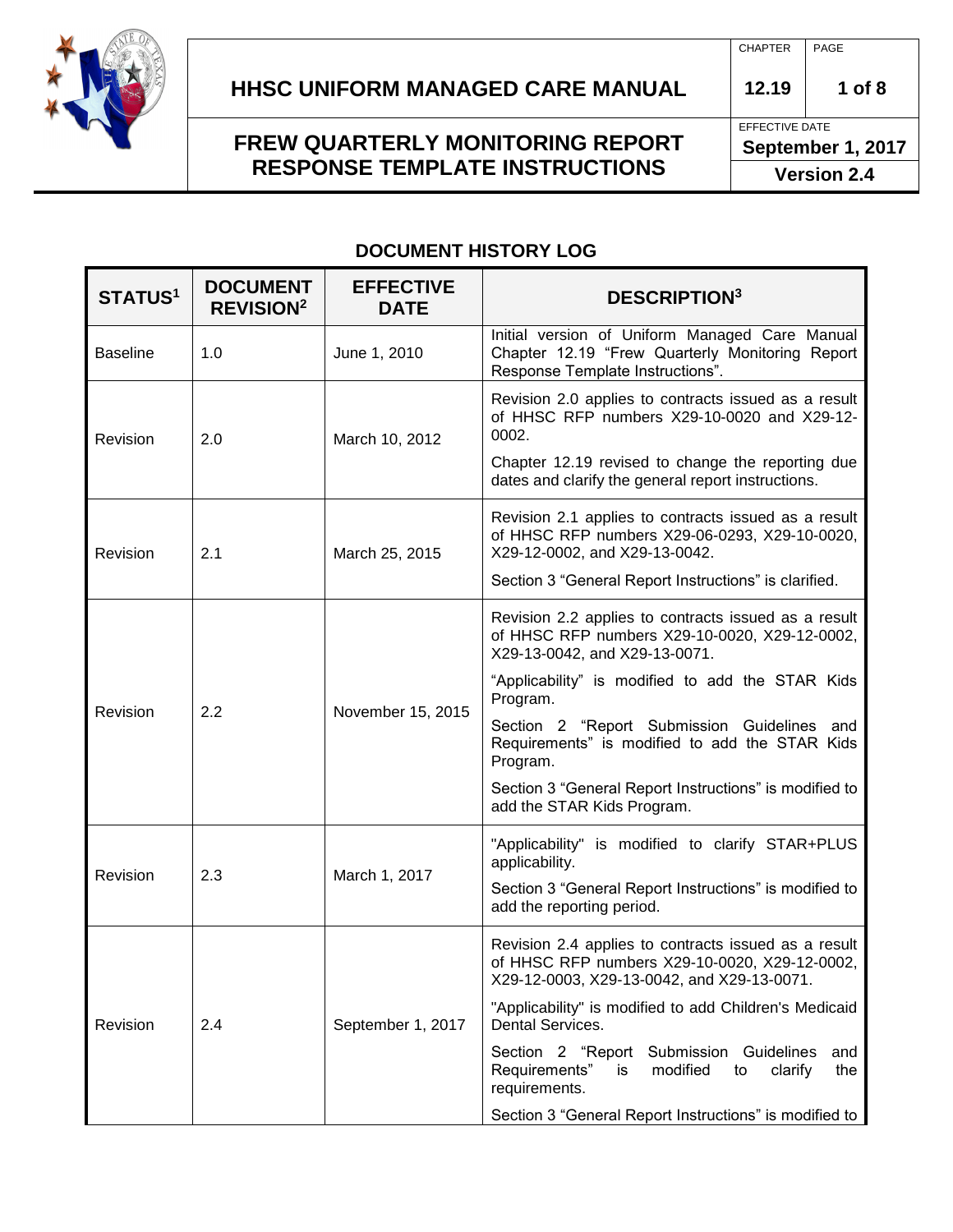# HHSC UNIFORM MANAGED CARE MANUAL

| CHAPTER | PAGE |
|---|---|
| 12.19 | 1 of 8 |

## FREW QUARTERLY MONITORING REPORT RESPONSE TEMPLATE INSTRUCTIONS

EFFECTIVE DATE
**September 1, 2017**
**Version 2.4**

### DOCUMENT HISTORY LOG

| STATUS[1] | DOCUMENT REVISION[2] | EFFECTIVE DATE | DESCRIPTION[3] |
|---|---|---|---|
| Baseline | 1.0 | June 1, 2010 | Initial version of Uniform Managed Care Manual Chapter 12.19 "Frew Quarterly Monitoring Report Response Template Instructions". |
| Revision | 2.0 | March 10, 2012 | Revision 2.0 applies to contracts issued as a result of HHSC RFP numbers X29-10-0020 and X29-12-0002.<br>Chapter 12.19 revised to change the reporting due dates and clarify the general report instructions. |
| Revision | 2.1 | March 25, 2015 | Revision 2.1 applies to contracts issued as a result of HHSC RFP numbers X29-06-0293, X29-10-0020, X29-12-0002, and X29-13-0042.<br>Section 3 "General Report Instructions" is clarified. |
| Revision | 2.2 | November 15, 2015 | Revision 2.2 applies to contracts issued as a result of HHSC RFP numbers X29-10-0020, X29-12-0002, X29-13-0042, and X29-13-0071.<br>"Applicability" is modified to add the STAR Kids Program.<br>Section 2 "Report Submission Guidelines and Requirements" is modified to add the STAR Kids Program.<br>Section 3 "General Report Instructions" is modified to add the STAR Kids Program. |
| Revision | 2.3 | March 1, 2017 | "Applicability" is modified to clarify STAR+PLUS applicability.<br>Section 3 "General Report Instructions" is modified to add the reporting period. |
| Revision | 2.4 | September 1, 2017 | Revision 2.4 applies to contracts issued as a result of HHSC RFP numbers X29-10-0020, X29-12-0002, X29-12-0003, X29-13-0042, and X29-13-0071.<br>"Applicability" is modified to add Children's Medicaid Dental Services.<br>Section 2 "Report Submission Guidelines and Requirements" is modified to clarify the requirements.<br>Section 3 "General Report Instructions" is modified to |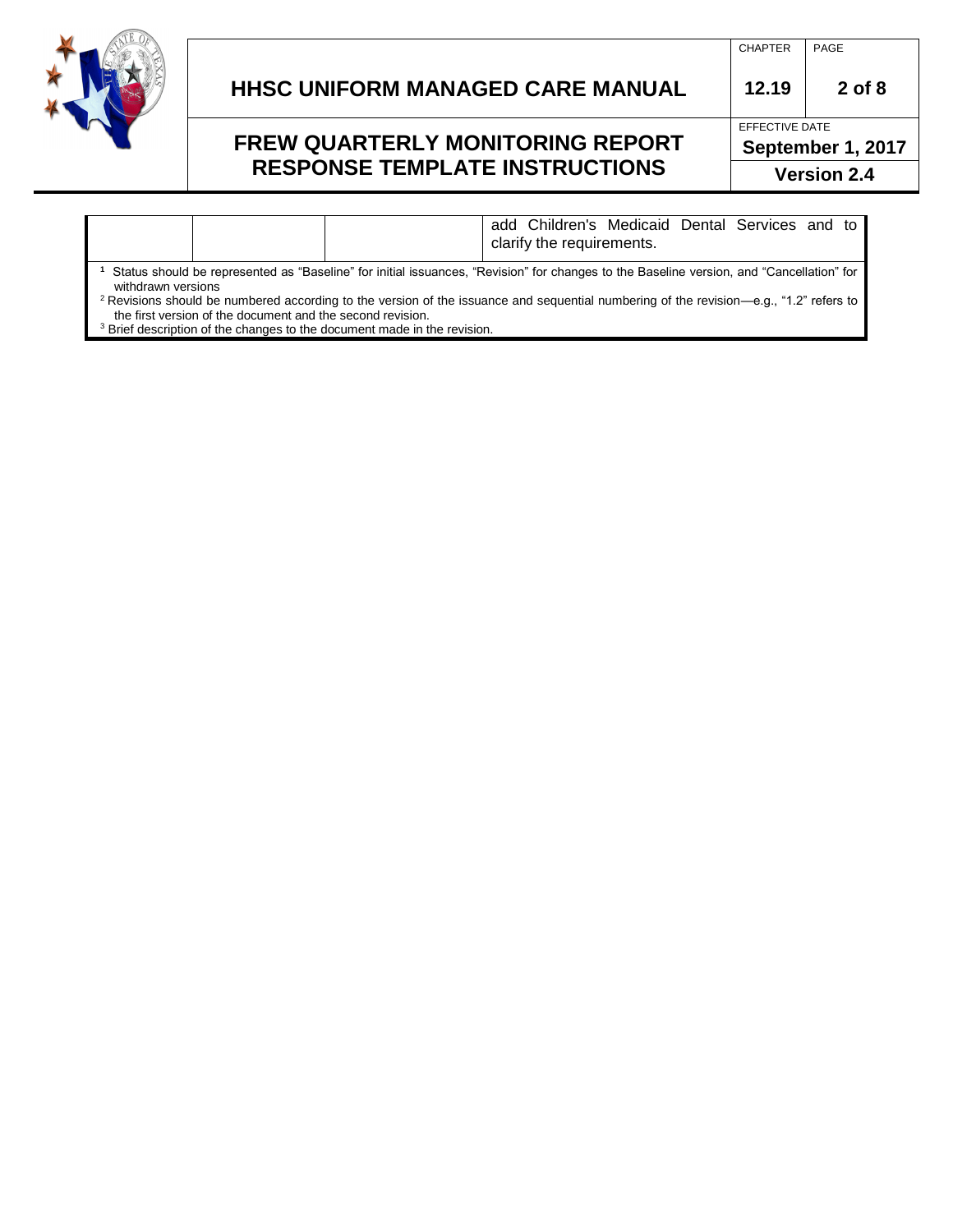| | | | add Children's Medicaid Dental Services and to clarify the requirements. |
|---|---|---|---|

[1] Status should be represented as "Baseline" for initial issuances, "Revision" for changes to the Baseline version, and "Cancellation" for withdrawn versions

[2] Revisions should be numbered according to the version of the issuance and sequential numbering of the revision—e.g., "1.2" refers to the first version of the document and the second revision.

[3] Brief description of the changes to the document made in the revision.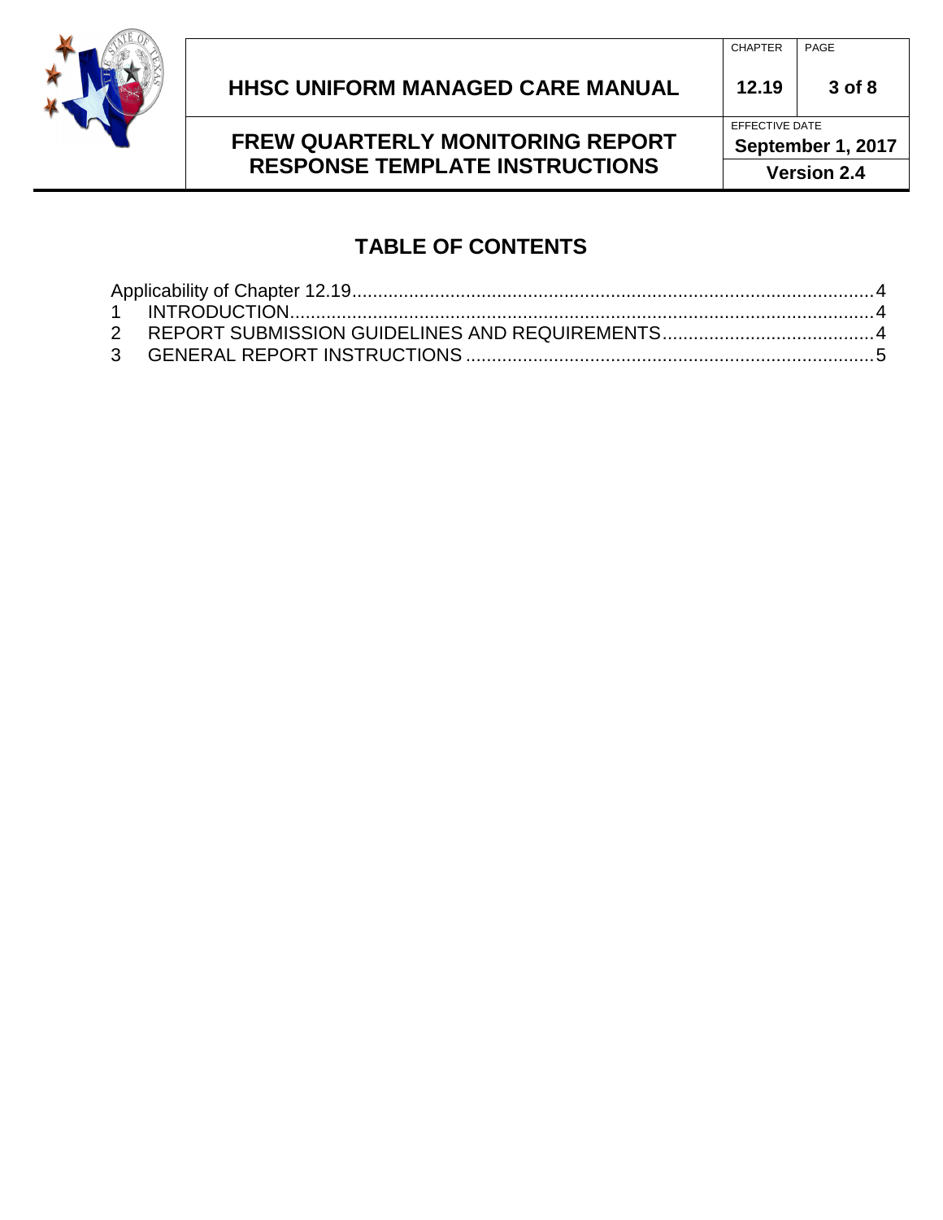# TABLE OF CONTENTS

Applicability of Chapter 12.19 .......... 4

1 INTRODUCTION .......... 4

2 REPORT SUBMISSION GUIDELINES AND REQUIREMENTS .......... 4

3 GENERAL REPORT INSTRUCTIONS .......... 5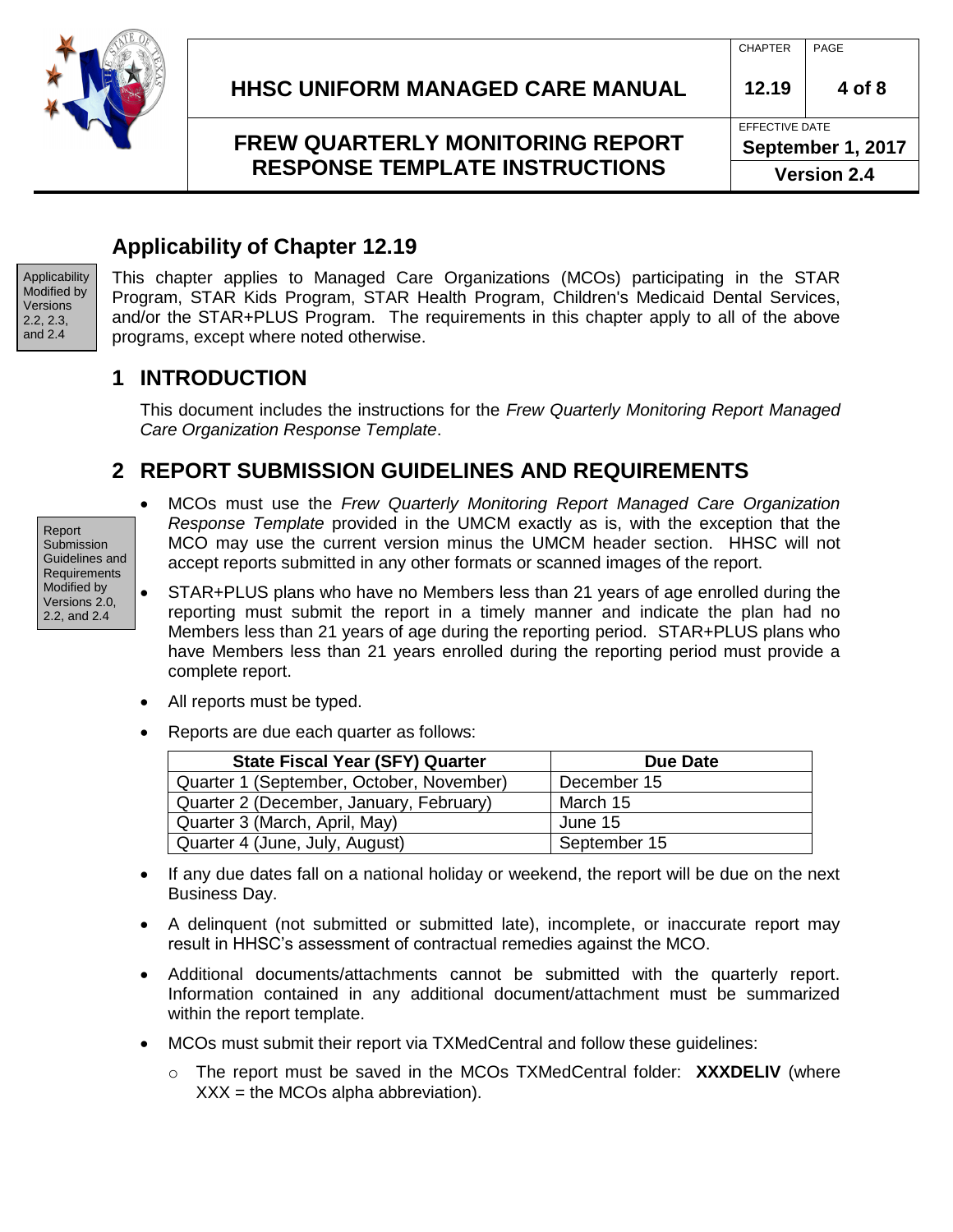## Applicability of Chapter 12.19

Applicability Modified by Versions 2.2, 2.3, and 2.4

This chapter applies to Managed Care Organizations (MCOs) participating in the STAR Program, STAR Kids Program, STAR Health Program, Children's Medicaid Dental Services, and/or the STAR+PLUS Program. The requirements in this chapter apply to all of the above programs, except where noted otherwise.

# 1 INTRODUCTION

This document includes the instructions for the *Frew Quarterly Monitoring Report Managed Care Organization Response Template*.

# 2 REPORT SUBMISSION GUIDELINES AND REQUIREMENTS

Report Submission Guidelines and Requirements Modified by Versions 2.0, 2.2, and 2.4

- MCOs must use the *Frew Quarterly Monitoring Report Managed Care Organization Response Template* provided in the UMCM exactly as is, with the exception that the MCO may use the current version minus the UMCM header section. HHSC will not accept reports submitted in any other formats or scanned images of the report.
- STAR+PLUS plans who have no Members less than 21 years of age enrolled during the reporting must submit the report in a timely manner and indicate the plan had no Members less than 21 years of age during the reporting period. STAR+PLUS plans who have Members less than 21 years enrolled during the reporting period must provide a complete report.
- All reports must be typed.
- Reports are due each quarter as follows:

| State Fiscal Year (SFY) Quarter | Due Date |
|---|---|
| Quarter 1 (September, October, November) | December 15 |
| Quarter 2 (December, January, February) | March 15 |
| Quarter 3 (March, April, May) | June 15 |
| Quarter 4 (June, July, August) | September 15 |

- If any due dates fall on a national holiday or weekend, the report will be due on the next Business Day.
- A delinquent (not submitted or submitted late), incomplete, or inaccurate report may result in HHSC's assessment of contractual remedies against the MCO.
- Additional documents/attachments cannot be submitted with the quarterly report. Information contained in any additional document/attachment must be summarized within the report template.
- MCOs must submit their report via TXMedCentral and follow these guidelines:
  - The report must be saved in the MCOs TXMedCentral folder: **XXXDELIV** (where XXX = the MCOs alpha abbreviation).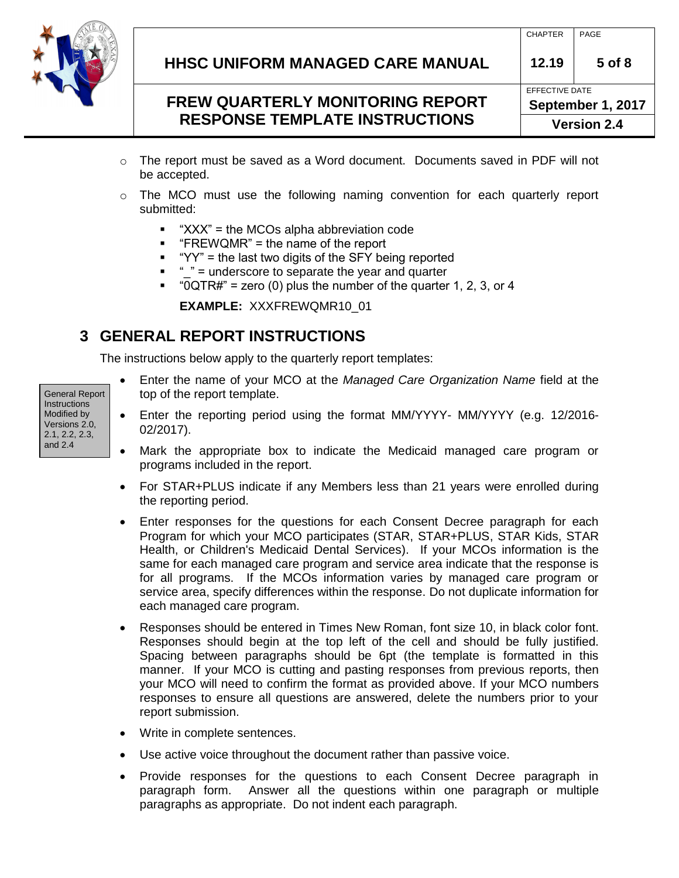- The report must be saved as a Word document. Documents saved in PDF will not be accepted.
- The MCO must use the following naming convention for each quarterly report submitted:
  - "XXX" = the MCOs alpha abbreviation code
  - "FREWQMR" = the name of the report
  - "YY" = the last two digits of the SFY being reported
  - "_" = underscore to separate the year and quarter
  - "0QTR#" = zero (0) plus the number of the quarter 1, 2, 3, or 4

  **EXAMPLE:** XXXFREWQMR10_01

## 3 GENERAL REPORT INSTRUCTIONS

The instructions below apply to the quarterly report templates:

General Report Instructions Modified by Versions 2.0, 2.1, 2.2, 2.3, and 2.4

- Enter the name of your MCO at the *Managed Care Organization Name* field at the top of the report template.
- Enter the reporting period using the format MM/YYYY- MM/YYYY (e.g. 12/2016-02/2017).
- Mark the appropriate box to indicate the Medicaid managed care program or programs included in the report.
- For STAR+PLUS indicate if any Members less than 21 years were enrolled during the reporting period.
- Enter responses for the questions for each Consent Decree paragraph for each Program for which your MCO participates (STAR, STAR+PLUS, STAR Kids, STAR Health, or Children's Medicaid Dental Services). If your MCOs information is the same for each managed care program and service area indicate that the response is for all programs. If the MCOs information varies by managed care program or service area, specify differences within the response. Do not duplicate information for each managed care program.
- Responses should be entered in Times New Roman, font size 10, in black color font. Responses should begin at the top left of the cell and should be fully justified. Spacing between paragraphs should be 6pt (the template is formatted in this manner. If your MCO is cutting and pasting responses from previous reports, then your MCO will need to confirm the format as provided above. If your MCO numbers responses to ensure all questions are answered, delete the numbers prior to your report submission.
- Write in complete sentences.
- Use active voice throughout the document rather than passive voice.
- Provide responses for the questions to each Consent Decree paragraph in paragraph form. Answer all the questions within one paragraph or multiple paragraphs as appropriate. Do not indent each paragraph.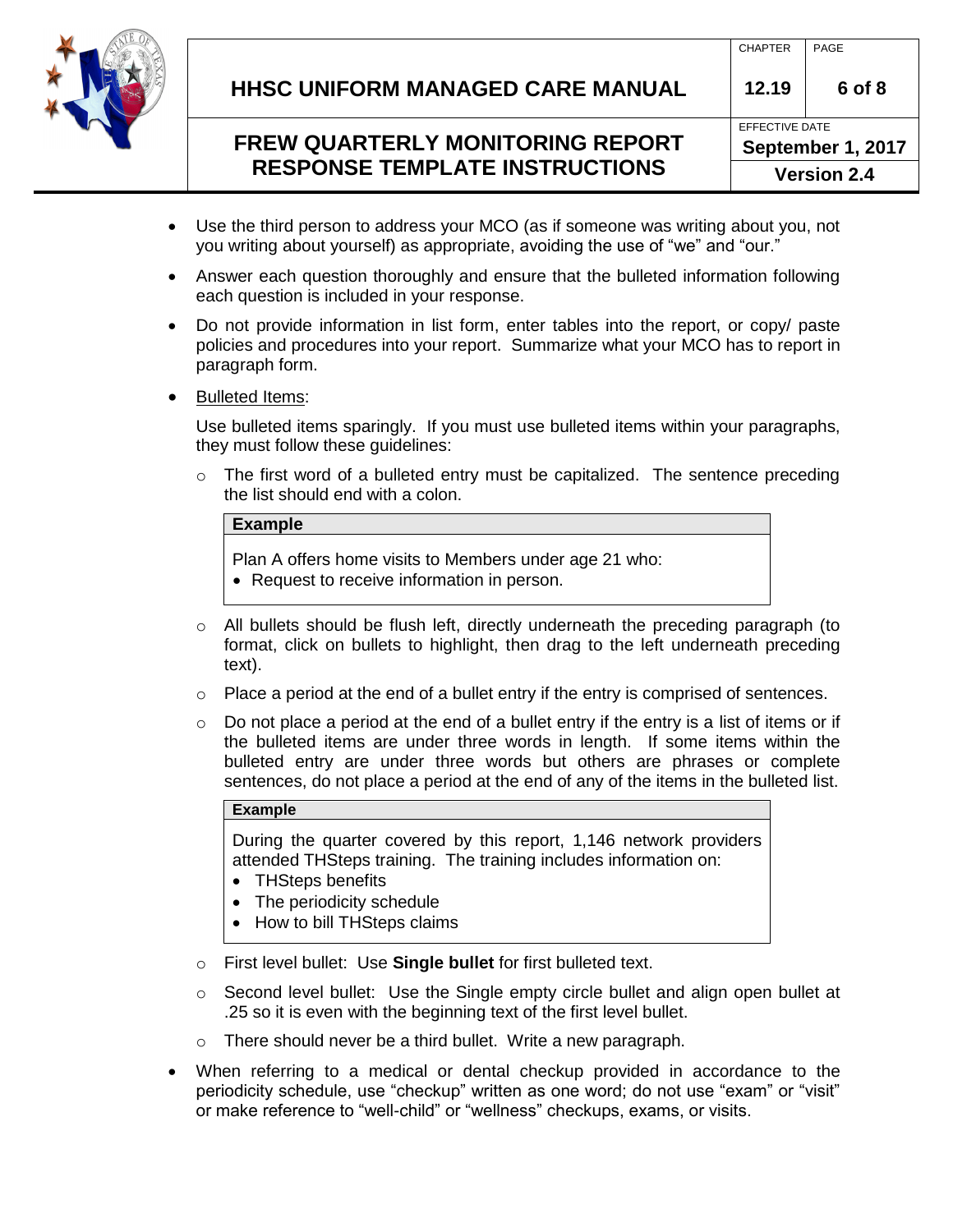- Use the third person to address your MCO (as if someone was writing about you, not you writing about yourself) as appropriate, avoiding the use of "we" and "our."
- Answer each question thoroughly and ensure that the bulleted information following each question is included in your response.
- Do not provide information in list form, enter tables into the report, or copy/ paste policies and procedures into your report. Summarize what your MCO has to report in paragraph form.
- Bulleted Items:

  Use bulleted items sparingly. If you must use bulleted items within your paragraphs, they must follow these guidelines:

  - The first word of a bulleted entry must be capitalized. The sentence preceding the list should end with a colon.

    | **Example** |
    | --- |
    | Plan A offers home visits to Members under age 21 who:<br>• Request to receive information in person. |

  - All bullets should be flush left, directly underneath the preceding paragraph (to format, click on bullets to highlight, then drag to the left underneath preceding text).
  - Place a period at the end of a bullet entry if the entry is comprised of sentences.
  - Do not place a period at the end of a bullet entry if the entry is a list of items or if the bulleted items are under three words in length. If some items within the bulleted entry are under three words but others are phrases or complete sentences, do not place a period at the end of any of the items in the bulleted list.

    | **Example** |
    | --- |
    | During the quarter covered by this report, 1,146 network providers attended THSteps training. The training includes information on:<br>• THSteps benefits<br>• The periodicity schedule<br>• How to bill THSteps claims |

  - First level bullet: Use **Single bullet** for first bulleted text.
  - Second level bullet: Use the Single empty circle bullet and align open bullet at .25 so it is even with the beginning text of the first level bullet.
  - There should never be a third bullet. Write a new paragraph.
- When referring to a medical or dental checkup provided in accordance to the periodicity schedule, use "checkup" written as one word; do not use "exam" or "visit" or make reference to "well-child" or "wellness" checkups, exams, or visits.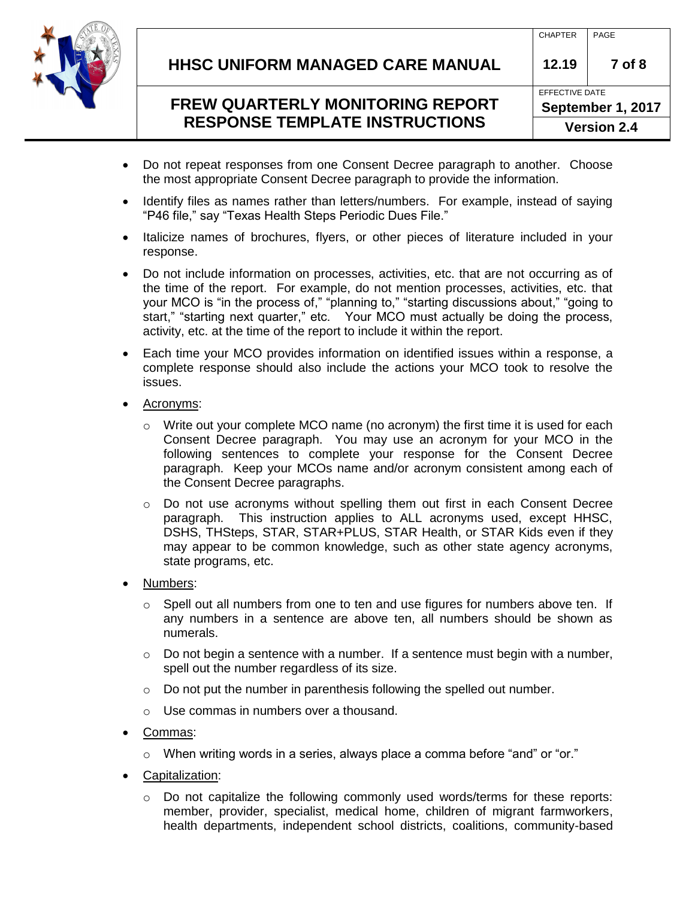- Do not repeat responses from one Consent Decree paragraph to another. Choose the most appropriate Consent Decree paragraph to provide the information.
- Identify files as names rather than letters/numbers. For example, instead of saying "P46 file," say "Texas Health Steps Periodic Dues File."
- Italicize names of brochures, flyers, or other pieces of literature included in your response.
- Do not include information on processes, activities, etc. that are not occurring as of the time of the report. For example, do not mention processes, activities, etc. that your MCO is "in the process of," "planning to," "starting discussions about," "going to start," "starting next quarter," etc. Your MCO must actually be doing the process, activity, etc. at the time of the report to include it within the report.
- Each time your MCO provides information on identified issues within a response, a complete response should also include the actions your MCO took to resolve the issues.
- <u>Acronyms</u>:
  - Write out your complete MCO name (no acronym) the first time it is used for each Consent Decree paragraph. You may use an acronym for your MCO in the following sentences to complete your response for the Consent Decree paragraph. Keep your MCOs name and/or acronym consistent among each of the Consent Decree paragraphs.
  - Do not use acronyms without spelling them out first in each Consent Decree paragraph. This instruction applies to ALL acronyms used, except HHSC, DSHS, THSteps, STAR, STAR+PLUS, STAR Health, or STAR Kids even if they may appear to be common knowledge, such as other state agency acronyms, state programs, etc.
- <u>Numbers</u>:
  - Spell out all numbers from one to ten and use figures for numbers above ten. If any numbers in a sentence are above ten, all numbers should be shown as numerals.
  - Do not begin a sentence with a number. If a sentence must begin with a number, spell out the number regardless of its size.
  - Do not put the number in parenthesis following the spelled out number.
  - Use commas in numbers over a thousand.
- <u>Commas</u>:
  - When writing words in a series, always place a comma before "and" or "or."
- <u>Capitalization</u>:
  - Do not capitalize the following commonly used words/terms for these reports: member, provider, specialist, medical home, children of migrant farmworkers, health departments, independent school districts, coalitions, community-based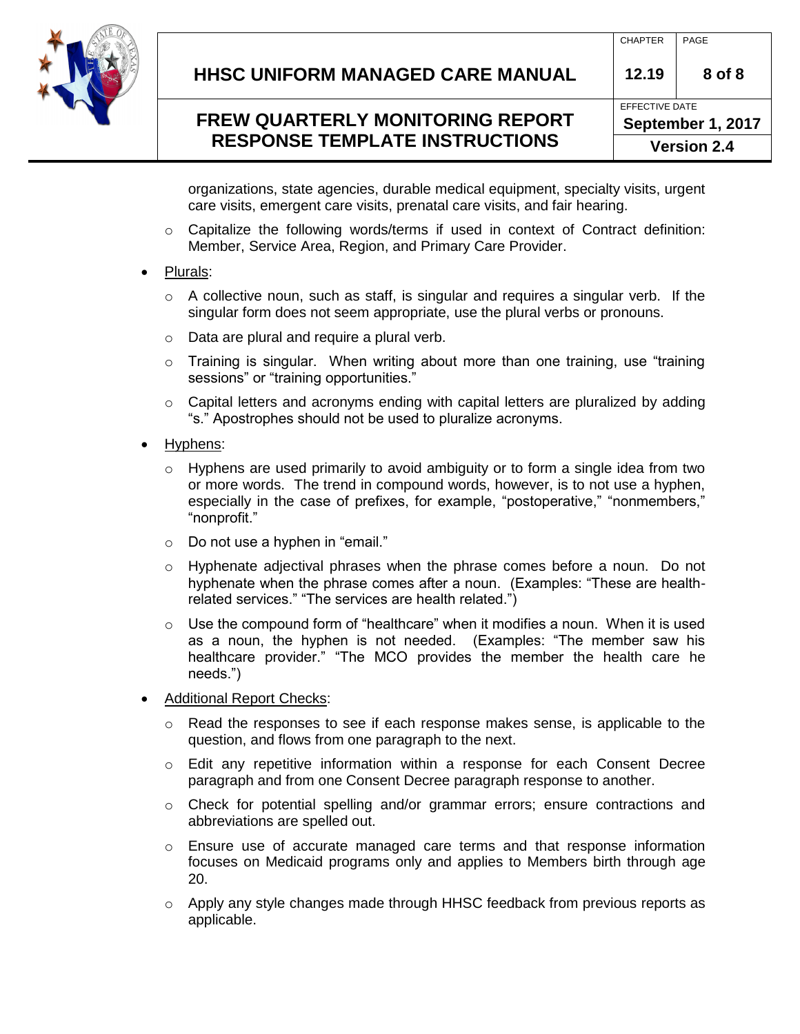organizations, state agencies, durable medical equipment, specialty visits, urgent care visits, emergent care visits, prenatal care visits, and fair hearing.

  - Capitalize the following words/terms if used in context of Contract definition: Member, Service Area, Region, and Primary Care Provider.

- <u>Plurals</u>:
  - A collective noun, such as staff, is singular and requires a singular verb. If the singular form does not seem appropriate, use the plural verbs or pronouns.
  - Data are plural and require a plural verb.
  - Training is singular. When writing about more than one training, use "training sessions" or "training opportunities."
  - Capital letters and acronyms ending with capital letters are pluralized by adding "s." Apostrophes should not be used to pluralize acronyms.

- <u>Hyphens</u>:
  - Hyphens are used primarily to avoid ambiguity or to form a single idea from two or more words. The trend in compound words, however, is to not use a hyphen, especially in the case of prefixes, for example, "postoperative," "nonmembers," "nonprofit."
  - Do not use a hyphen in "email."
  - Hyphenate adjectival phrases when the phrase comes before a noun. Do not hyphenate when the phrase comes after a noun. (Examples: "These are health-related services." "The services are health related.")
  - Use the compound form of "healthcare" when it modifies a noun. When it is used as a noun, the hyphen is not needed. (Examples: "The member saw his healthcare provider." "The MCO provides the member the health care he needs.")

- <u>Additional Report Checks</u>:
  - Read the responses to see if each response makes sense, is applicable to the question, and flows from one paragraph to the next.
  - Edit any repetitive information within a response for each Consent Decree paragraph and from one Consent Decree paragraph response to another.
  - Check for potential spelling and/or grammar errors; ensure contractions and abbreviations are spelled out.
  - Ensure use of accurate managed care terms and that response information focuses on Medicaid programs only and applies to Members birth through age 20.
  - Apply any style changes made through HHSC feedback from previous reports as applicable.